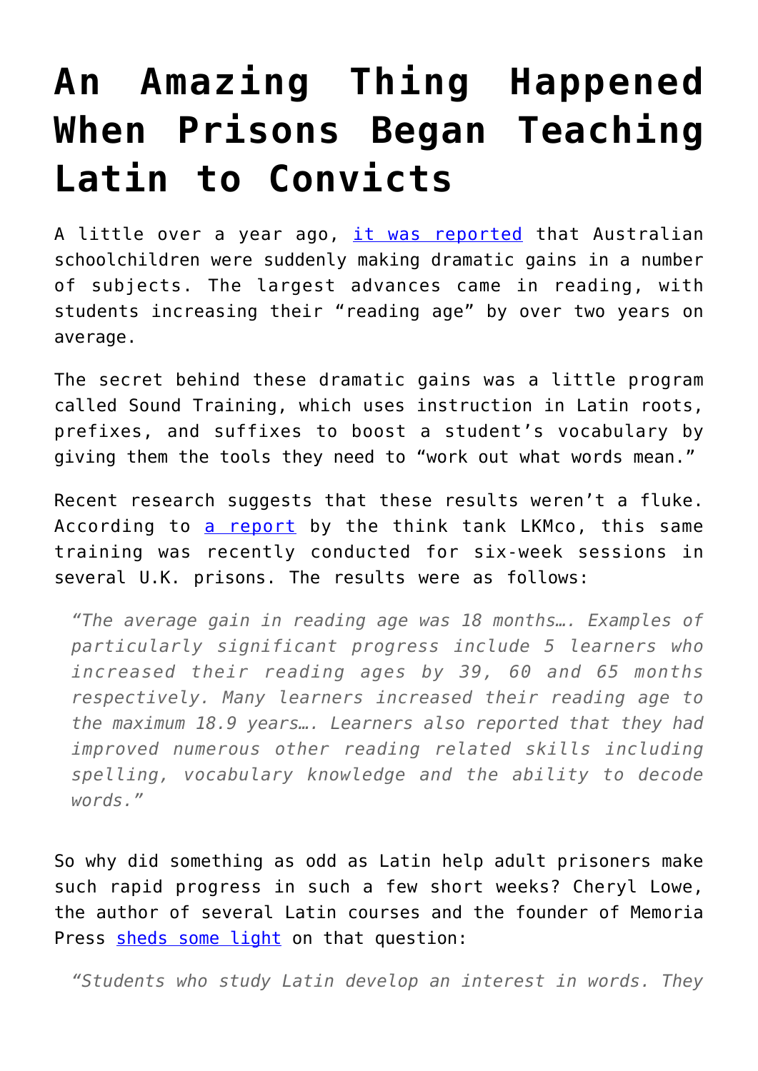# An Amazing Thing Happened When Prisons Began Teaching Latin to Convicts

A little over a year ago, [it was reported](#) that Australian schoolchildren were suddenly making dramatic gains in a number of subjects. The largest advances came in reading, with students increasing their "reading age" by over two years on average.

The secret behind these dramatic gains was a little program called Sound Training, which uses instruction in Latin roots, prefixes, and suffixes to boost a student's vocabulary by giving them the tools they need to "work out what words mean."

Recent research suggests that these results weren't a fluke. According to [a report](#) by the think tank LKMco, this same training was recently conducted for six-week sessions in several U.K. prisons. The results were as follows:

> *"The average gain in reading age was 18 months…. Examples of particularly significant progress include 5 learners who increased their reading ages by 39, 60 and 65 months respectively. Many learners increased their reading age to the maximum 18.9 years…. Learners also reported that they had improved numerous other reading related skills including spelling, vocabulary knowledge and the ability to decode words."*

So why did something as odd as Latin help adult prisoners make such rapid progress in such a few short weeks? Cheryl Lowe, the author of several Latin courses and the founder of Memoria Press [sheds some light](#) on that question:

> *"Students who study Latin develop an interest in words. They*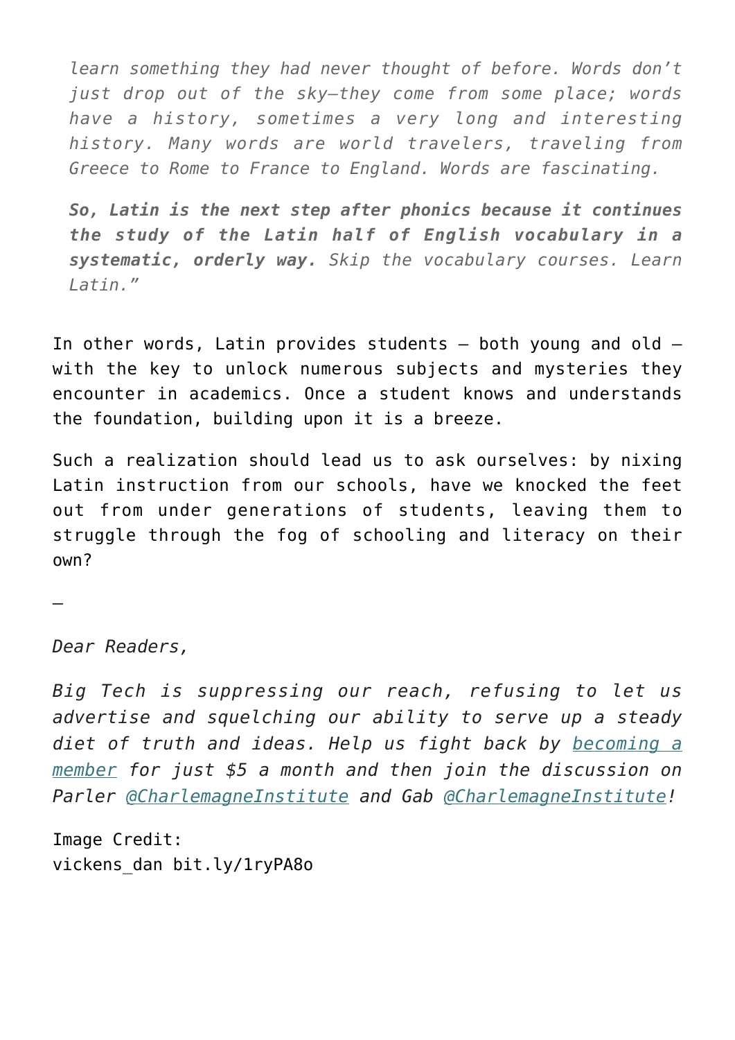*learn something they had never thought of before. Words don't just drop out of the sky—they come from some place; words have a history, sometimes a very long and interesting history. Many words are world travelers, traveling from Greece to Rome to France to England. Words are fascinating.*

***So, Latin is the next step after phonics because it continues the study of the Latin half of English vocabulary in a systematic, orderly way.*** *Skip the vocabulary courses. Learn Latin."*

In other words, Latin provides students – both young and old – with the key to unlock numerous subjects and mysteries they encounter in academics. Once a student knows and understands the foundation, building upon it is a breeze.

Such a realization should lead us to ask ourselves: by nixing Latin instruction from our schools, have we knocked the feet out from under generations of students, leaving them to struggle through the fog of schooling and literacy on their own?

—

*Dear Readers,*

*Big Tech is suppressing our reach, refusing to let us advertise and squelching our ability to serve up a steady diet of truth and ideas. Help us fight back by [becoming a member] for just $5 a month and then join the discussion on Parler [@CharlemagneInstitute] and Gab [@CharlemagneInstitute]!*

Image Credit:
vickens_dan bit.ly/1ryPA8o